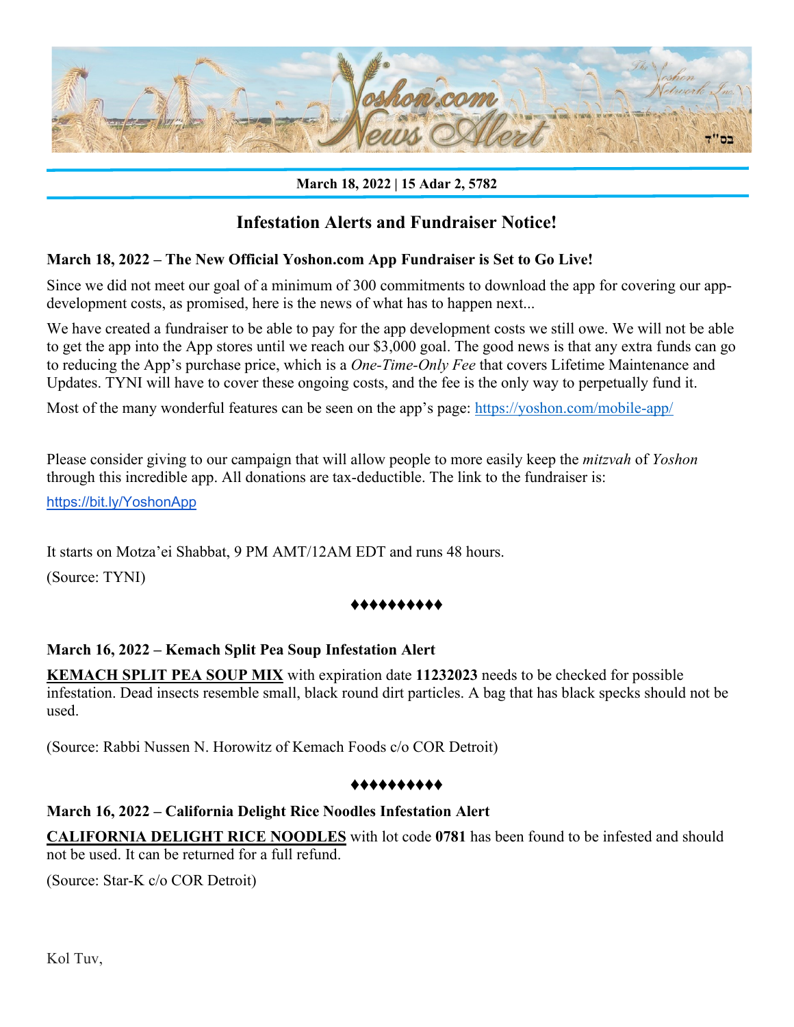**March 18, 2022 | 15 Adar 2, 5782**

## Infestation Alerts and Fundraiser Notice!

**March 18, 2022 – The New Official Yoshon.com App Fundraiser is Set to Go Live!**

Since we did not meet our goal of a minimum of 300 commitments to download the app for covering our app-development costs, as promised, here is the news of what has to happen next...

We have created a fundraiser to be able to pay for the app development costs we still owe. We will not be able to get the app into the App stores until we reach our $3,000 goal. The good news is that any extra funds can go to reducing the App's purchase price, which is a *One-Time-Only Fee* that covers Lifetime Maintenance and Updates. TYNI will have to cover these ongoing costs, and the fee is the only way to perpetually fund it.

Most of the many wonderful features can be seen on the app's page: https://yoshon.com/mobile-app/

Please consider giving to our campaign that will allow people to more easily keep the *mitzvah* of *Yoshon* through this incredible app. All donations are tax-deductible. The link to the fundraiser is:

https://bit.ly/YoshonApp

It starts on Motza'ei Shabbat, 9 PM AMT/12AM EDT and runs 48 hours.

(Source: TYNI)

♦♦♦♦♦♦♦♦♦♦

**March 16, 2022 – Kemach Split Pea Soup Infestation Alert**

**KEMACH SPLIT PEA SOUP MIX** with expiration date **11232023** needs to be checked for possible infestation. Dead insects resemble small, black round dirt particles. A bag that has black specks should not be used.

(Source: Rabbi Nussen N. Horowitz of Kemach Foods c/o COR Detroit)

♦♦♦♦♦♦♦♦♦♦

**March 16, 2022 – California Delight Rice Noodles Infestation Alert**

**CALIFORNIA DELIGHT RICE NOODLES** with lot code **0781** has been found to be infested and should not be used. It can be returned for a full refund.

(Source: Star-K c/o COR Detroit)

Kol Tuv,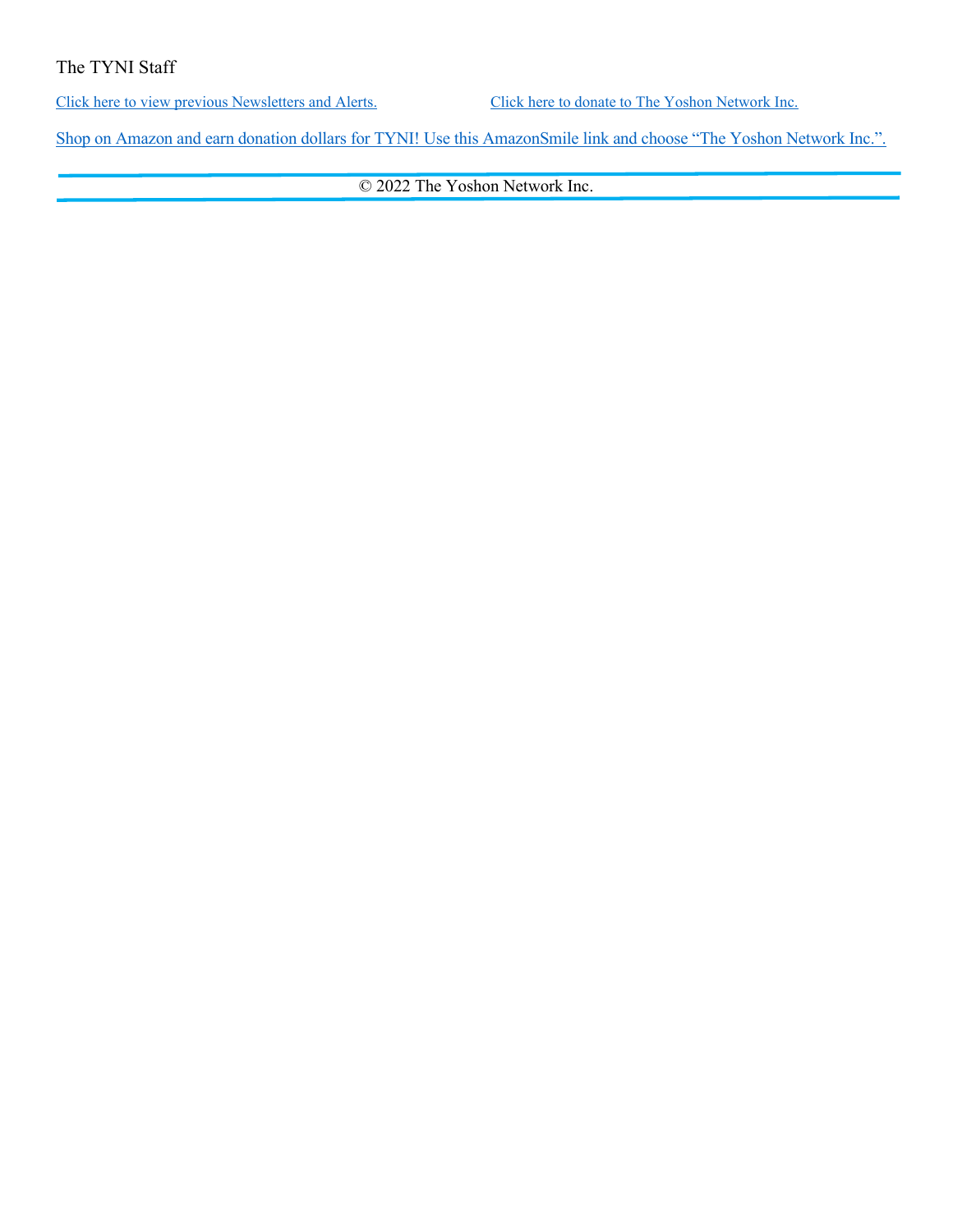The TYNI Staff

Click here to view previous Newsletters and Alerts.

Click here to donate to The Yoshon Network Inc.

Shop on Amazon and earn donation dollars for TYNI! Use this AmazonSmile link and choose “The Yoshon Network Inc.”.

---

© 2022 The Yoshon Network Inc.

---